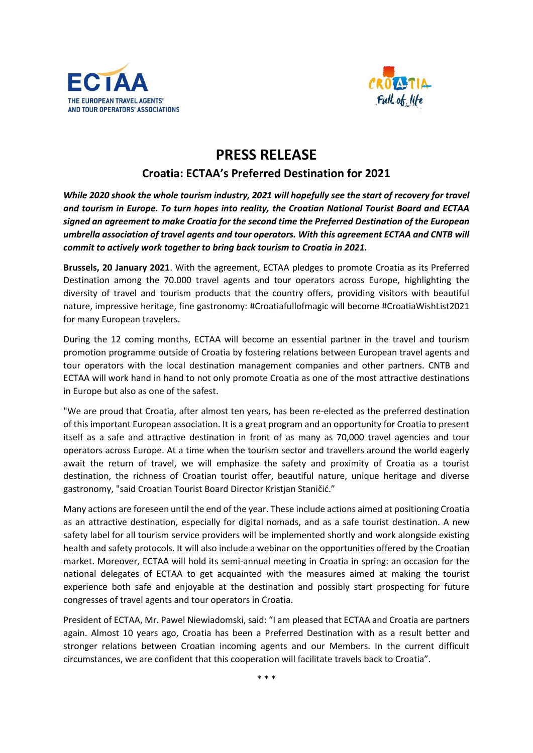# PRESS RELEASE

## Croatia: ECTAA's Preferred Destination for 2021

***While 2020 shook the whole tourism industry, 2021 will hopefully see the start of recovery for travel and tourism in Europe. To turn hopes into reality, the Croatian National Tourist Board and ECTAA signed an agreement to make Croatia for the second time the Preferred Destination of the European umbrella association of travel agents and tour operators. With this agreement ECTAA and CNTB will commit to actively work together to bring back tourism to Croatia in 2021.***

**Brussels, 20 January 2021**. With the agreement, ECTAA pledges to promote Croatia as its Preferred Destination among the 70.000 travel agents and tour operators across Europe, highlighting the diversity of travel and tourism products that the country offers, providing visitors with beautiful nature, impressive heritage, fine gastronomy: #Croatiafullofmagic will become #CroatiaWishList2021 for many European travelers.

During the 12 coming months, ECTAA will become an essential partner in the travel and tourism promotion programme outside of Croatia by fostering relations between European travel agents and tour operators with the local destination management companies and other partners. CNTB and ECTAA will work hand in hand to not only promote Croatia as one of the most attractive destinations in Europe but also as one of the safest.

"We are proud that Croatia, after almost ten years, has been re-elected as the preferred destination of this important European association. It is a great program and an opportunity for Croatia to present itself as a safe and attractive destination in front of as many as 70,000 travel agencies and tour operators across Europe. At a time when the tourism sector and travellers around the world eagerly await the return of travel, we will emphasize the safety and proximity of Croatia as a tourist destination, the richness of Croatian tourist offer, beautiful nature, unique heritage and diverse gastronomy, "said Croatian Tourist Board Director Kristjan Staničić."

Many actions are foreseen until the end of the year. These include actions aimed at positioning Croatia as an attractive destination, especially for digital nomads, and as a safe tourist destination. A new safety label for all tourism service providers will be implemented shortly and work alongside existing health and safety protocols. It will also include a webinar on the opportunities offered by the Croatian market. Moreover, ECTAA will hold its semi-annual meeting in Croatia in spring: an occasion for the national delegates of ECTAA to get acquainted with the measures aimed at making the tourist experience both safe and enjoyable at the destination and possibly start prospecting for future congresses of travel agents and tour operators in Croatia.

President of ECTAA, Mr. Pawel Niewiadomski, said: "I am pleased that ECTAA and Croatia are partners again. Almost 10 years ago, Croatia has been a Preferred Destination with as a result better and stronger relations between Croatian incoming agents and our Members. In the current difficult circumstances, we are confident that this cooperation will facilitate travels back to Croatia".

\* \* \*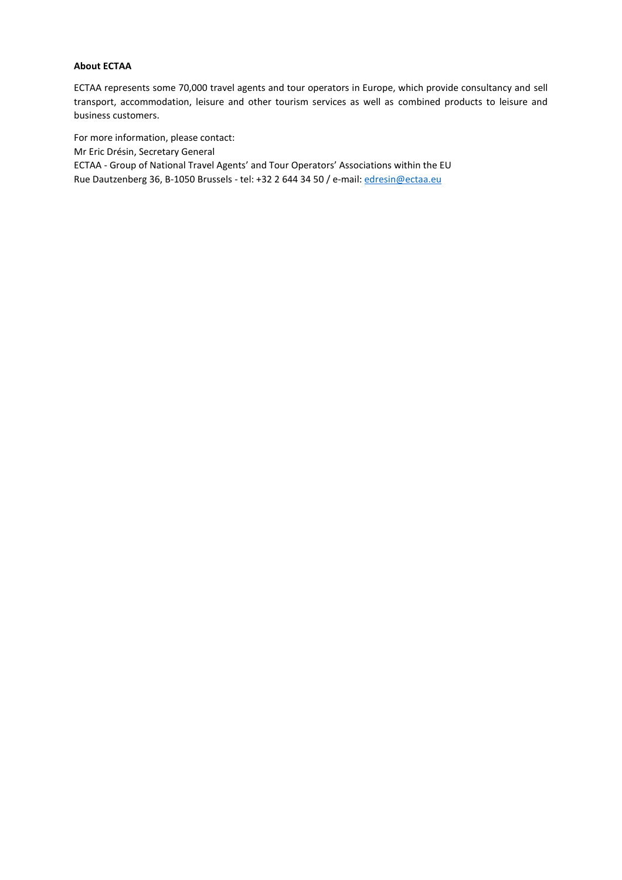**About ECTAA**

ECTAA represents some 70,000 travel agents and tour operators in Europe, which provide consultancy and sell transport, accommodation, leisure and other tourism services as well as combined products to leisure and business customers.

For more information, please contact:
Mr Eric Drésin, Secretary General
ECTAA - Group of National Travel Agents' and Tour Operators' Associations within the EU
Rue Dautzenberg 36, B-1050 Brussels - tel: +32 2 644 34 50 / e-mail: edresin@ectaa.eu